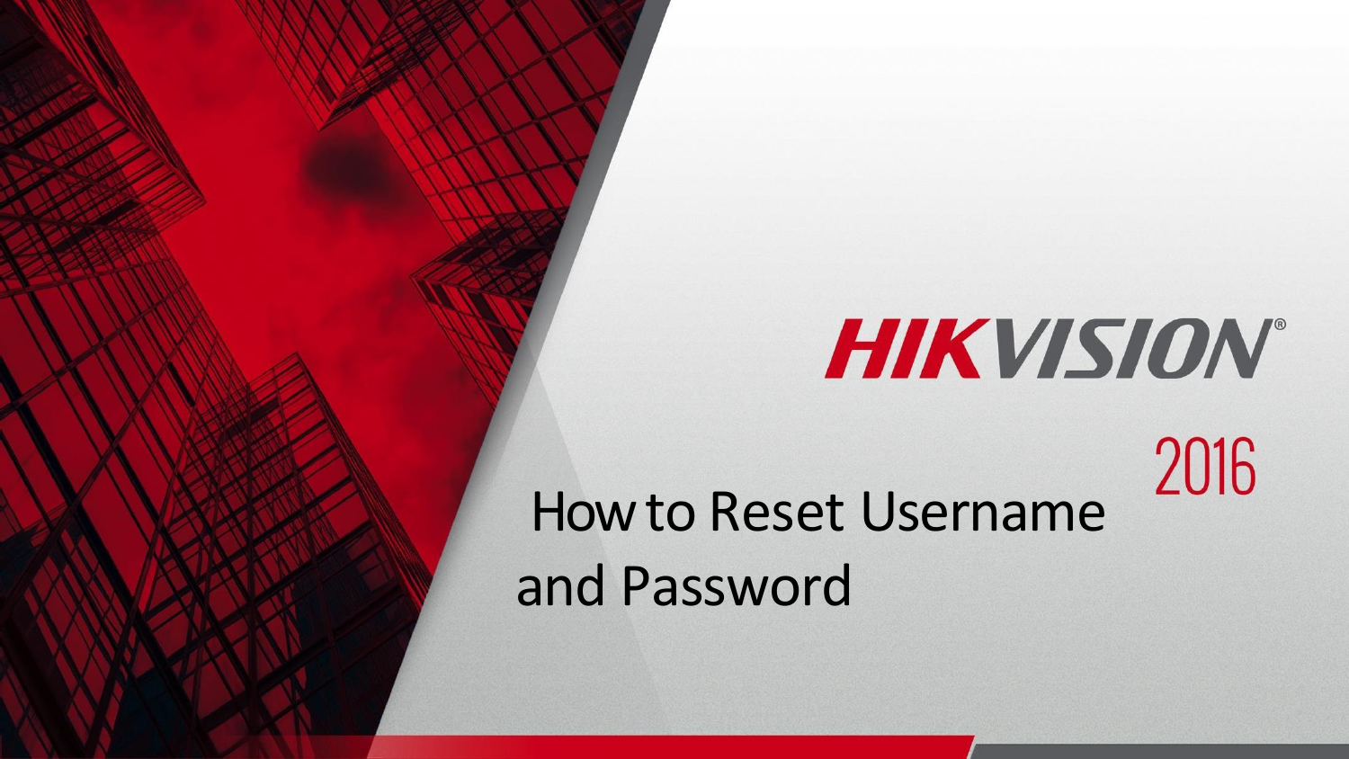HIKVISION

2016

# How to Reset Username and Password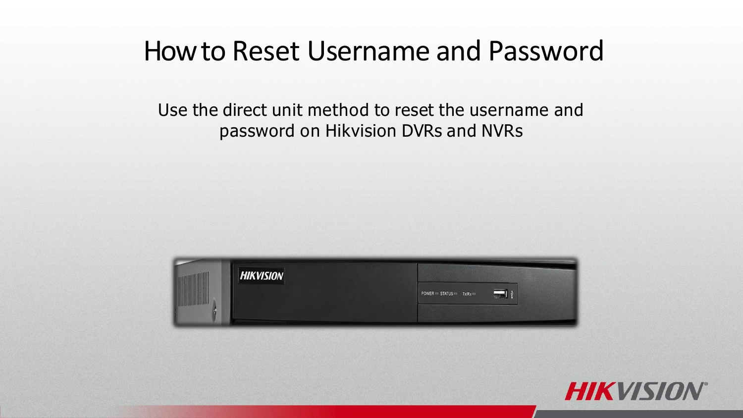# How to Reset Username and Password

Use the direct unit method to reset the username and password on Hikvision DVRs and NVRs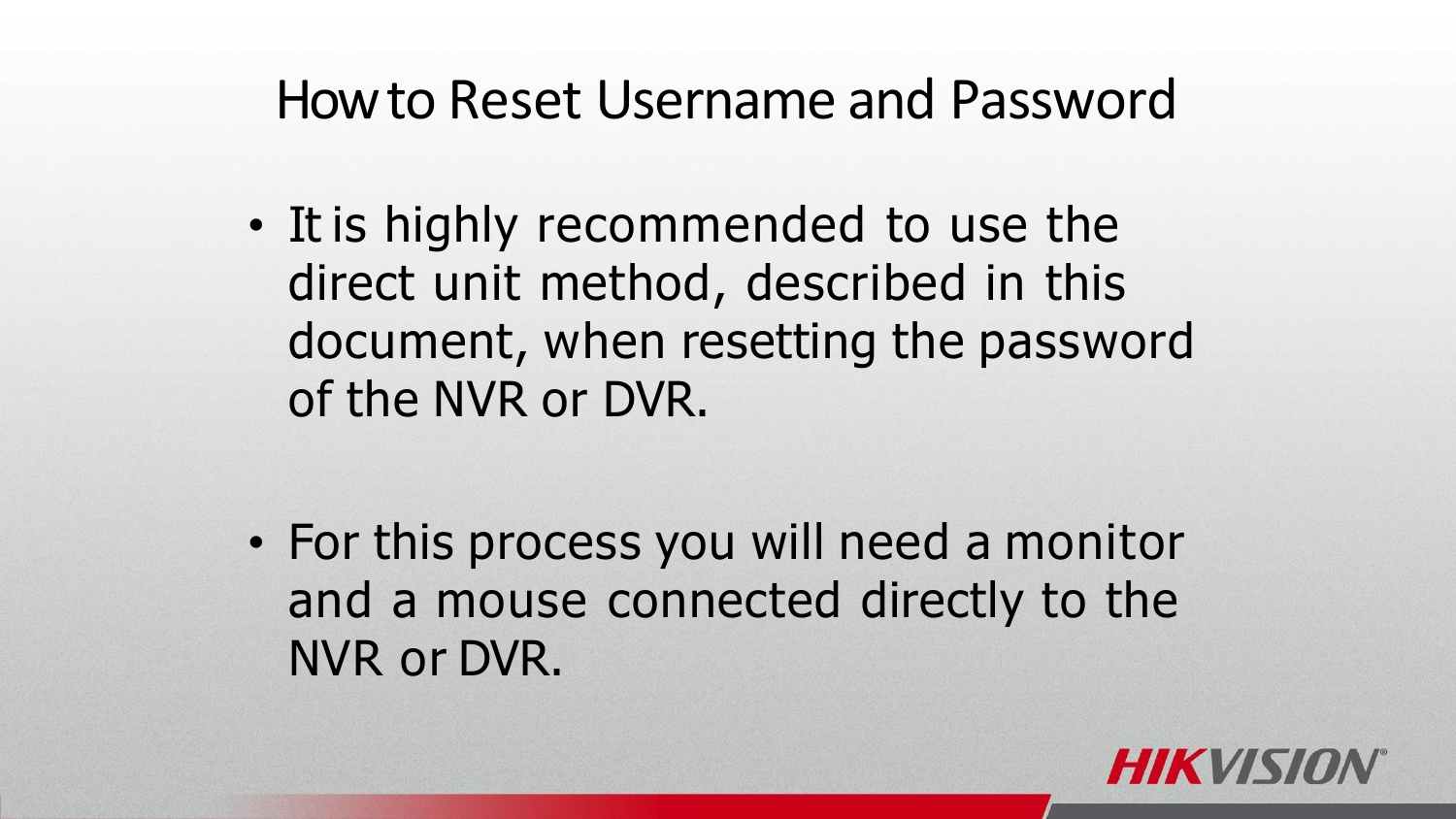# How to Reset Username and Password

- It is highly recommended to use the direct unit method, described in this document, when resetting the password of the NVR or DVR.

- For this process you will need a monitor and a mouse connected directly to the NVR or DVR.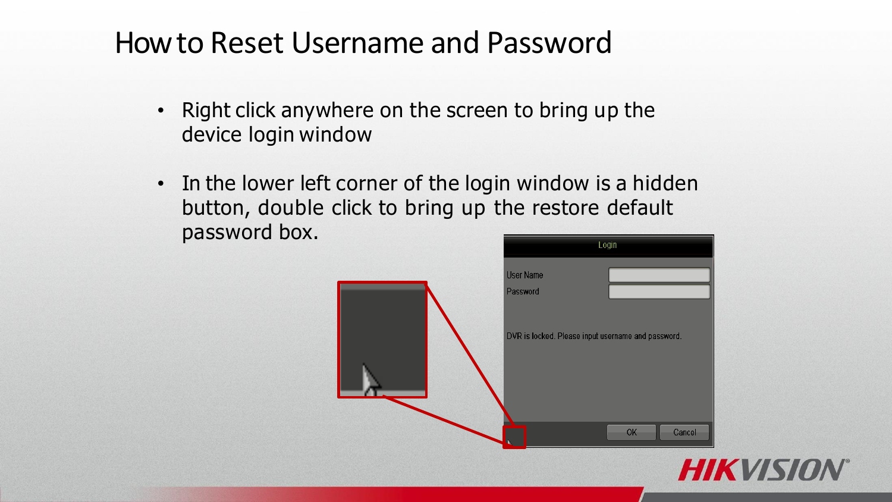# How to Reset Username and Password

- Right click anywhere on the screen to bring up the device login window
- In the lower left corner of the login window is a hidden button, double click to bring up the restore default password box.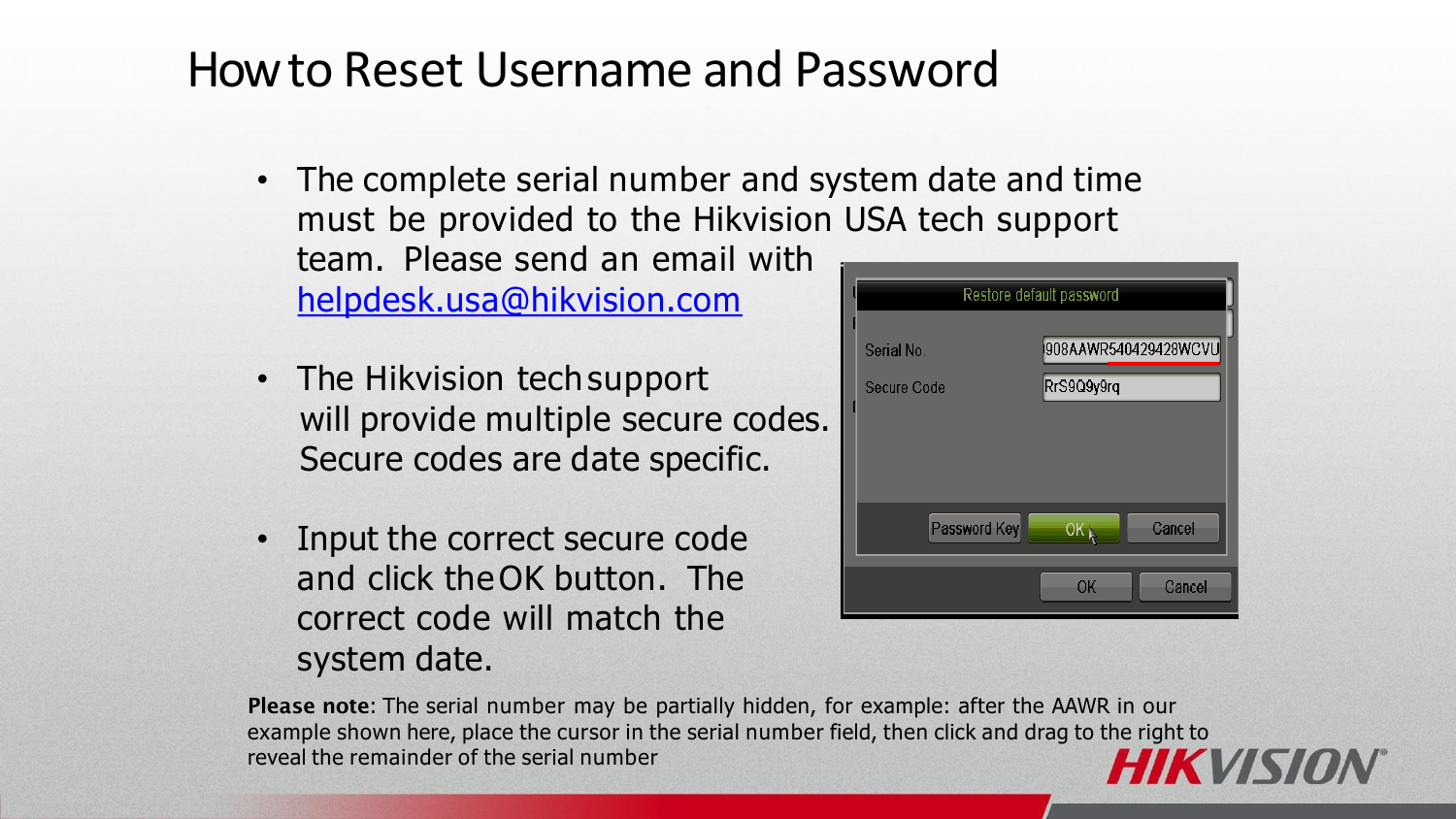# How to Reset Username and Password

- The complete serial number and system date and time must be provided to the Hikvision USA tech support team. Please send an email with helpdesk.usa@hikvision.com
- The Hikvision tech support will provide multiple secure codes. Secure codes are date specific.
- Input the correct secure code and click the OK button. The correct code will match the system date.

**Please note**: The serial number may be partially hidden, for example: after the AAWR in our example shown here, place the cursor in the serial number field, then click and drag to the right to reveal the remainder of the serial number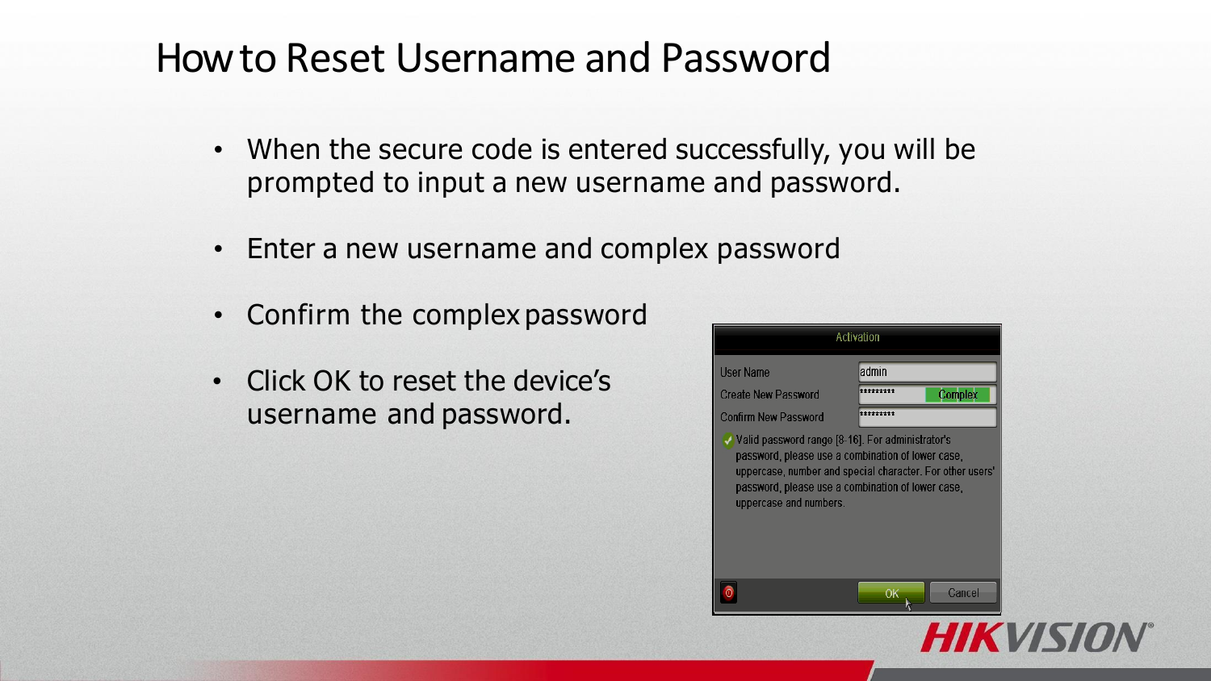# How to Reset Username and Password

- When the secure code is entered successfully, you will be prompted to input a new username and password.
- Enter a new username and complex password
- Confirm the complex password
- Click OK to reset the device's username and password.

Activation

User Name admin

Create New Password ********* Complex

Confirm New Password *********

Valid password range [8-16]. For administrator's password, please use a combination of lower case, uppercase, number and special character. For other users' password, please use a combination of lower case, uppercase and numbers.

OK Cancel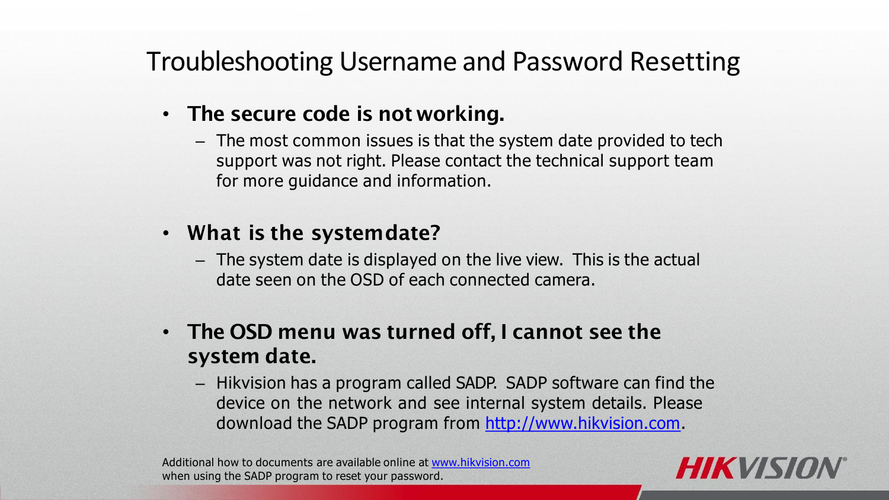# Troubleshooting Username and Password Resetting

- **The secure code is not working.**
  - The most common issues is that the system date provided to tech support was not right. Please contact the technical support team for more guidance and information.

- **What is the system date?**
  - The system date is displayed on the live view. This is the actual date seen on the OSD of each connected camera.

- **The OSD menu was turned off, I cannot see the system date.**
  - Hikvision has a program called SADP. SADP software can find the device on the network and see internal system details. Please download the SADP program from http://www.hikvision.com.

Additional how to documents are available online at www.hikvision.com when using the SADP program to reset your password.

HIKVISION